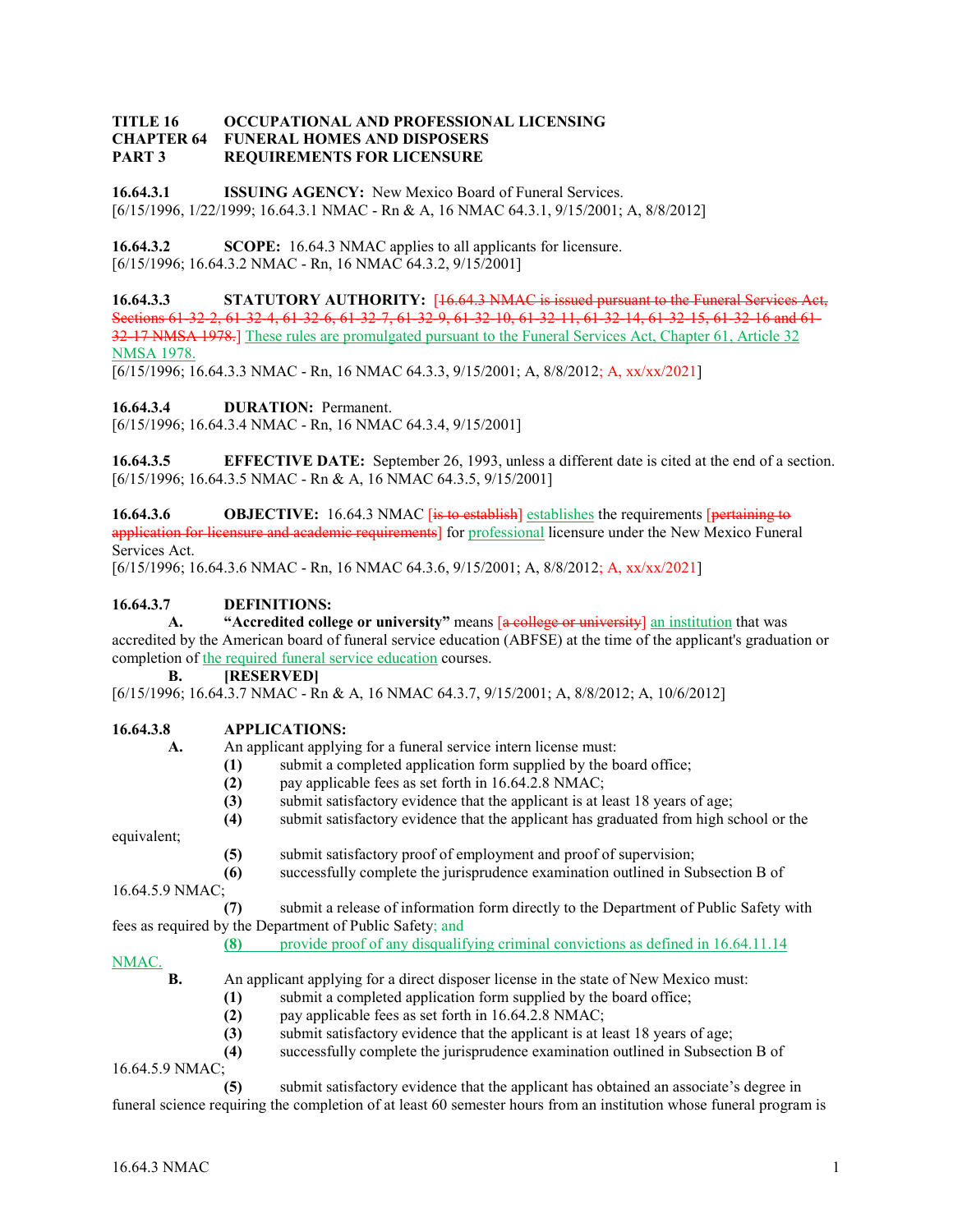**TITLE 16 OCCUPATIONAL AND PROFESSIONAL LICENSING**
**CHAPTER 64 FUNERAL HOMES AND DISPOSERS**
**PART 3 REQUIREMENTS FOR LICENSURE**

**16.64.3.1 ISSUING AGENCY:** New Mexico Board of Funeral Services.
[6/15/1996, 1/22/1999; 16.64.3.1 NMAC - Rn & A, 16 NMAC 64.3.1, 9/15/2001; A, 8/8/2012]

**16.64.3.2 SCOPE:** 16.64.3 NMAC applies to all applicants for licensure.
[6/15/1996; 16.64.3.2 NMAC - Rn, 16 NMAC 64.3.2, 9/15/2001]

**16.64.3.3 STATUTORY AUTHORITY:** [~~16.64.3 NMAC is issued pursuant to the Funeral Services Act, Sections 61-32-2, 61-32-4, 61-32-6, 61-32-7, 61-32-9, 61-32-10, 61-32-11, 61-32-14, 61-32-15, 61-32-16 and 61-32-17 NMSA 1978.~~] These rules are promulgated pursuant to the Funeral Services Act, Chapter 61, Article 32 NMSA 1978.
[6/15/1996; 16.64.3.3 NMAC - Rn, 16 NMAC 64.3.3, 9/15/2001; A, 8/8/2012; A, xx/xx/2021]

**16.64.3.4 DURATION:** Permanent.
[6/15/1996; 16.64.3.4 NMAC - Rn, 16 NMAC 64.3.4, 9/15/2001]

**16.64.3.5 EFFECTIVE DATE:** September 26, 1993, unless a different date is cited at the end of a section.
[6/15/1996; 16.64.3.5 NMAC - Rn & A, 16 NMAC 64.3.5, 9/15/2001]

**16.64.3.6 OBJECTIVE:** 16.64.3 NMAC [~~is to establish~~] establishes the requirements [~~pertaining to application for licensure and academic requirements~~] for professional licensure under the New Mexico Funeral Services Act.
[6/15/1996; 16.64.3.6 NMAC - Rn, 16 NMAC 64.3.6, 9/15/2001; A, 8/8/2012; A, xx/xx/2021]

**16.64.3.7 DEFINITIONS:**

**A. "Accredited college or university"** means [~~a college or university~~] an institution that was accredited by the American board of funeral service education (ABFSE) at the time of the applicant's graduation or completion of the required funeral service education courses.

**B. [RESERVED]**

[6/15/1996; 16.64.3.7 NMAC - Rn & A, 16 NMAC 64.3.7, 9/15/2001; A, 8/8/2012; A, 10/6/2012]

**16.64.3.8 APPLICATIONS:**

**A.** An applicant applying for a funeral service intern license must:

**(1)** submit a completed application form supplied by the board office;
**(2)** pay applicable fees as set forth in 16.64.2.8 NMAC;
**(3)** submit satisfactory evidence that the applicant is at least 18 years of age;
**(4)** submit satisfactory evidence that the applicant has graduated from high school or the equivalent;
**(5)** submit satisfactory proof of employment and proof of supervision;
**(6)** successfully complete the jurisprudence examination outlined in Subsection B of 16.64.5.9 NMAC;
**(7)** submit a release of information form directly to the Department of Public Safety with fees as required by the Department of Public Safety; and
**(8)** provide proof of any disqualifying criminal convictions as defined in 16.64.11.14 NMAC.

**B.** An applicant applying for a direct disposer license in the state of New Mexico must:

**(1)** submit a completed application form supplied by the board office;
**(2)** pay applicable fees as set forth in 16.64.2.8 NMAC;
**(3)** submit satisfactory evidence that the applicant is at least 18 years of age;
**(4)** successfully complete the jurisprudence examination outlined in Subsection B of 16.64.5.9 NMAC;
**(5)** submit satisfactory evidence that the applicant has obtained an associate's degree in funeral science requiring the completion of at least 60 semester hours from an institution whose funeral program is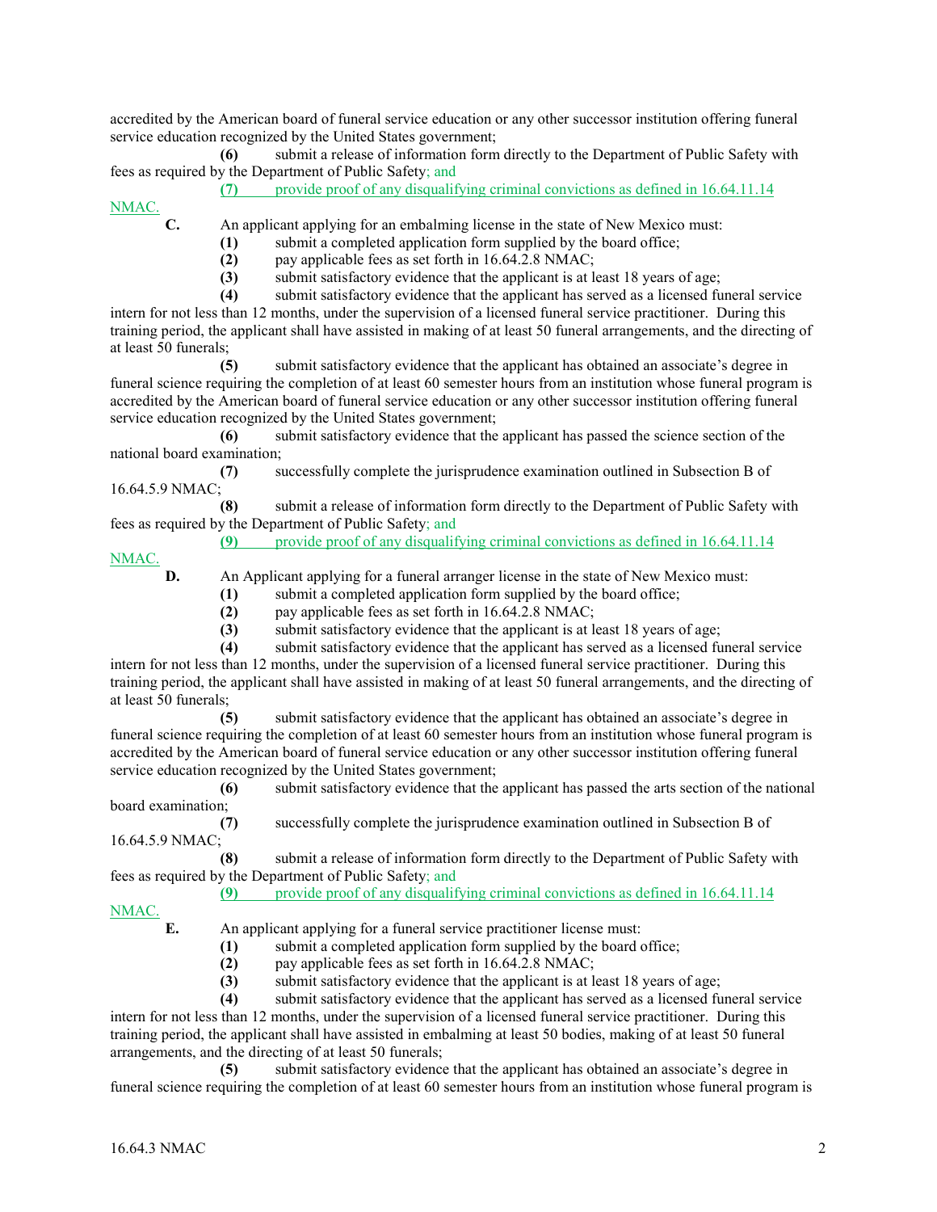accredited by the American board of funeral service education or any other successor institution offering funeral service education recognized by the United States government;

**(6)** submit a release of information form directly to the Department of Public Safety with fees as required by the Department of Public Safety; and

**(7)** provide proof of any disqualifying criminal convictions as defined in 16.64.11.14 NMAC.

**C.** An applicant applying for an embalming license in the state of New Mexico must:

**(1)** submit a completed application form supplied by the board office;

**(2)** pay applicable fees as set forth in 16.64.2.8 NMAC;

**(3)** submit satisfactory evidence that the applicant is at least 18 years of age;

**(4)** submit satisfactory evidence that the applicant has served as a licensed funeral service intern for not less than 12 months, under the supervision of a licensed funeral service practitioner. During this training period, the applicant shall have assisted in making of at least 50 funeral arrangements, and the directing of at least 50 funerals;

**(5)** submit satisfactory evidence that the applicant has obtained an associate's degree in funeral science requiring the completion of at least 60 semester hours from an institution whose funeral program is accredited by the American board of funeral service education or any other successor institution offering funeral service education recognized by the United States government;

**(6)** submit satisfactory evidence that the applicant has passed the science section of the national board examination;

**(7)** successfully complete the jurisprudence examination outlined in Subsection B of 16.64.5.9 NMAC;

**(8)** submit a release of information form directly to the Department of Public Safety with fees as required by the Department of Public Safety; and

**(9)** provide proof of any disqualifying criminal convictions as defined in 16.64.11.14 NMAC.

**D.** An Applicant applying for a funeral arranger license in the state of New Mexico must:

**(1)** submit a completed application form supplied by the board office;

**(2)** pay applicable fees as set forth in 16.64.2.8 NMAC;

**(3)** submit satisfactory evidence that the applicant is at least 18 years of age;

**(4)** submit satisfactory evidence that the applicant has served as a licensed funeral service intern for not less than 12 months, under the supervision of a licensed funeral service practitioner. During this training period, the applicant shall have assisted in making of at least 50 funeral arrangements, and the directing of at least 50 funerals;

**(5)** submit satisfactory evidence that the applicant has obtained an associate's degree in funeral science requiring the completion of at least 60 semester hours from an institution whose funeral program is accredited by the American board of funeral service education or any other successor institution offering funeral service education recognized by the United States government;

**(6)** submit satisfactory evidence that the applicant has passed the arts section of the national board examination;

**(7)** successfully complete the jurisprudence examination outlined in Subsection B of 16.64.5.9 NMAC;

**(8)** submit a release of information form directly to the Department of Public Safety with fees as required by the Department of Public Safety; and

**(9)** provide proof of any disqualifying criminal convictions as defined in 16.64.11.14 NMAC.

**E.** An applicant applying for a funeral service practitioner license must:

**(1)** submit a completed application form supplied by the board office;

**(2)** pay applicable fees as set forth in 16.64.2.8 NMAC;

**(3)** submit satisfactory evidence that the applicant is at least 18 years of age;

**(4)** submit satisfactory evidence that the applicant has served as a licensed funeral service intern for not less than 12 months, under the supervision of a licensed funeral service practitioner. During this training period, the applicant shall have assisted in embalming at least 50 bodies, making of at least 50 funeral arrangements, and the directing of at least 50 funerals;

**(5)** submit satisfactory evidence that the applicant has obtained an associate's degree in funeral science requiring the completion of at least 60 semester hours from an institution whose funeral program is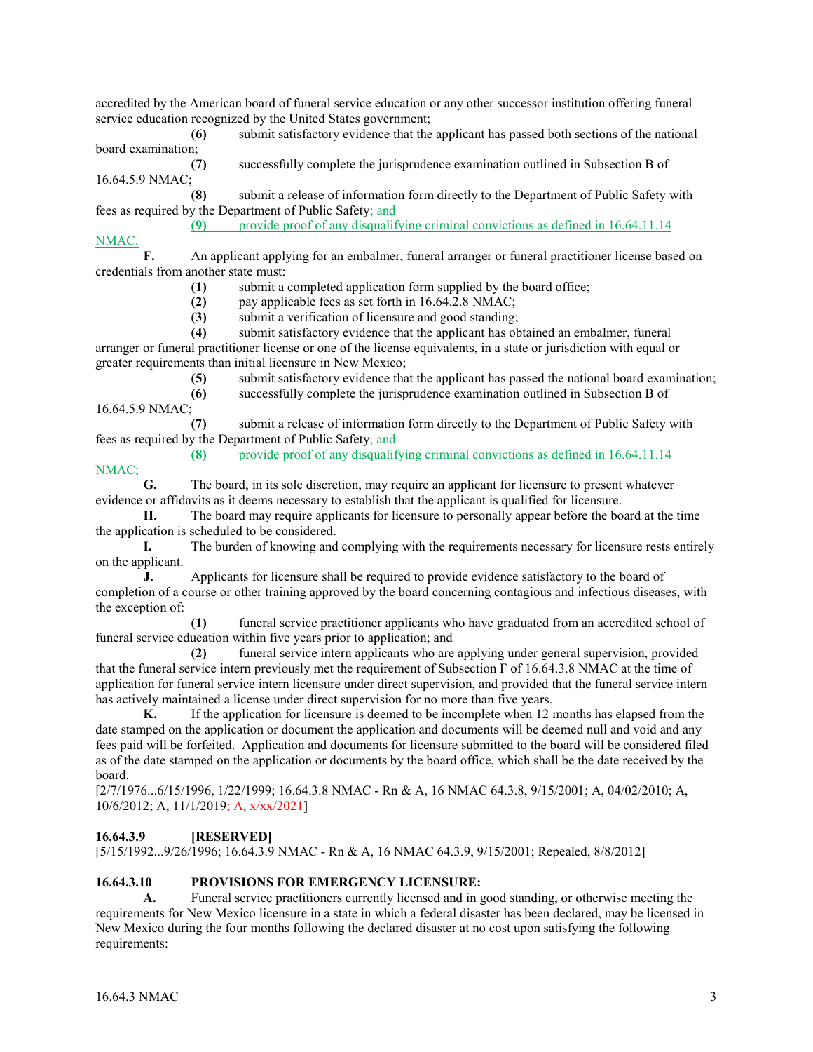accredited by the American board of funeral service education or any other successor institution offering funeral service education recognized by the United States government;

**(6)** submit satisfactory evidence that the applicant has passed both sections of the national board examination;

**(7)** successfully complete the jurisprudence examination outlined in Subsection B of 16.64.5.9 NMAC;

**(8)** submit a release of information form directly to the Department of Public Safety with fees as required by the Department of Public Safety; and

**(9)** provide proof of any disqualifying criminal convictions as defined in 16.64.11.14 NMAC.

**F.** An applicant applying for an embalmer, funeral arranger or funeral practitioner license based on credentials from another state must:

**(1)** submit a completed application form supplied by the board office;

**(2)** pay applicable fees as set forth in 16.64.2.8 NMAC;

**(3)** submit a verification of licensure and good standing;

**(4)** submit satisfactory evidence that the applicant has obtained an embalmer, funeral arranger or funeral practitioner license or one of the license equivalents, in a state or jurisdiction with equal or greater requirements than initial licensure in New Mexico;

**(5)** submit satisfactory evidence that the applicant has passed the national board examination;

**(6)** successfully complete the jurisprudence examination outlined in Subsection B of 16.64.5.9 NMAC;

**(7)** submit a release of information form directly to the Department of Public Safety with fees as required by the Department of Public Safety; and

**(8)** provide proof of any disqualifying criminal convictions as defined in 16.64.11.14 NMAC;

**G.** The board, in its sole discretion, may require an applicant for licensure to present whatever evidence or affidavits as it deems necessary to establish that the applicant is qualified for licensure.

**H.** The board may require applicants for licensure to personally appear before the board at the time the application is scheduled to be considered.

**I.** The burden of knowing and complying with the requirements necessary for licensure rests entirely on the applicant.

**J.** Applicants for licensure shall be required to provide evidence satisfactory to the board of completion of a course or other training approved by the board concerning contagious and infectious diseases, with the exception of:

**(1)** funeral service practitioner applicants who have graduated from an accredited school of funeral service education within five years prior to application; and

**(2)** funeral service intern applicants who are applying under general supervision, provided that the funeral service intern previously met the requirement of Subsection F of 16.64.3.8 NMAC at the time of application for funeral service intern licensure under direct supervision, and provided that the funeral service intern has actively maintained a license under direct supervision for no more than five years.

**K.** If the application for licensure is deemed to be incomplete when 12 months has elapsed from the date stamped on the application or document the application and documents will be deemed null and void and any fees paid will be forfeited. Application and documents for licensure submitted to the board will be considered filed as of the date stamped on the application or documents by the board office, which shall be the date received by the board.

[2/7/1976...6/15/1996, 1/22/1999; 16.64.3.8 NMAC - Rn & A, 16 NMAC 64.3.8, 9/15/2001; A, 04/02/2010; A, 10/6/2012; A, 11/1/2019; A, x/xx/2021]

**16.64.3.9 [RESERVED]**

[5/15/1992...9/26/1996; 16.64.3.9 NMAC - Rn & A, 16 NMAC 64.3.9, 9/15/2001; Repealed, 8/8/2012]

**16.64.3.10 PROVISIONS FOR EMERGENCY LICENSURE:**

**A.** Funeral service practitioners currently licensed and in good standing, or otherwise meeting the requirements for New Mexico licensure in a state in which a federal disaster has been declared, may be licensed in New Mexico during the four months following the declared disaster at no cost upon satisfying the following requirements: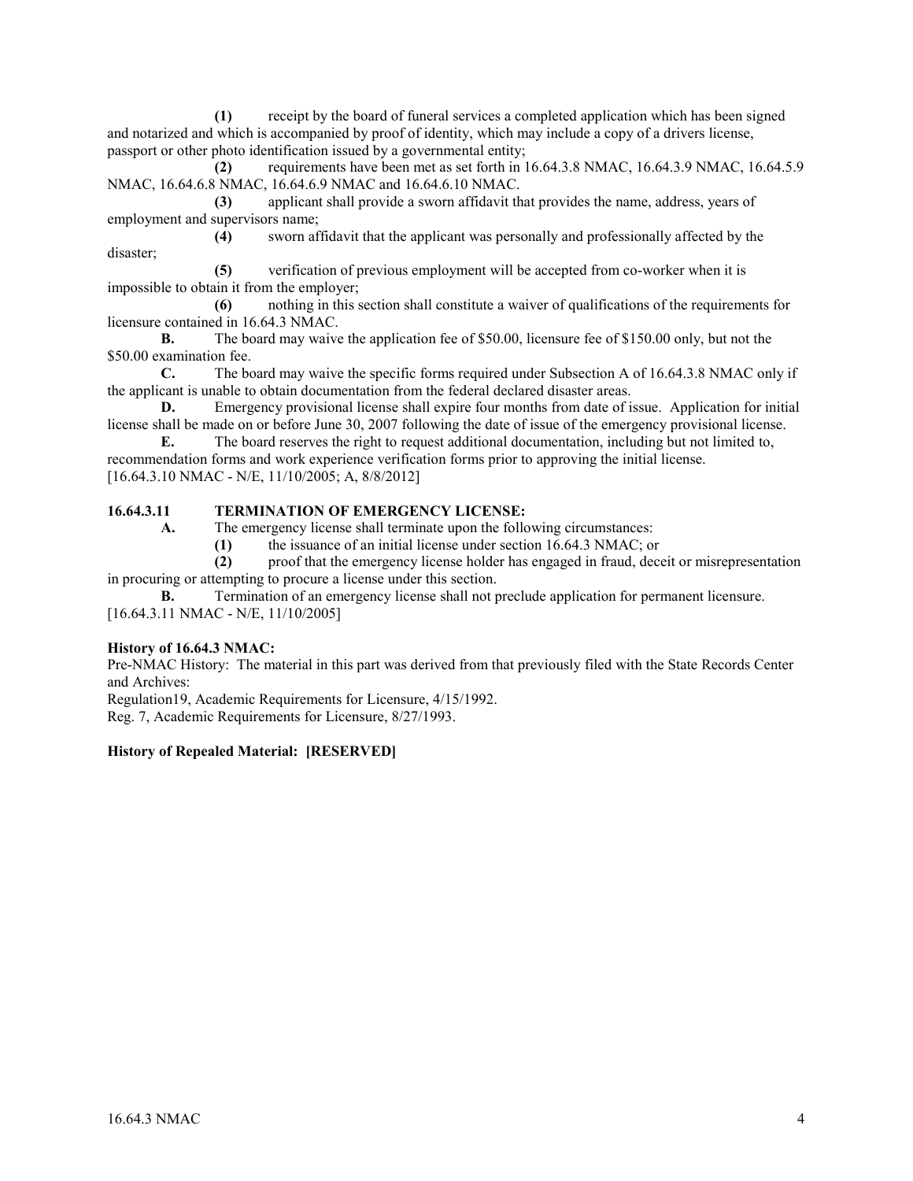**(1)** receipt by the board of funeral services a completed application which has been signed and notarized and which is accompanied by proof of identity, which may include a copy of a drivers license, passport or other photo identification issued by a governmental entity;

**(2)** requirements have been met as set forth in 16.64.3.8 NMAC, 16.64.3.9 NMAC, 16.64.5.9 NMAC, 16.64.6.8 NMAC, 16.64.6.9 NMAC and 16.64.6.10 NMAC.

**(3)** applicant shall provide a sworn affidavit that provides the name, address, years of employment and supervisors name;

**(4)** sworn affidavit that the applicant was personally and professionally affected by the disaster;

**(5)** verification of previous employment will be accepted from co-worker when it is impossible to obtain it from the employer;

**(6)** nothing in this section shall constitute a waiver of qualifications of the requirements for licensure contained in 16.64.3 NMAC.

**B.** The board may waive the application fee of $50.00, licensure fee of $150.00 only, but not the $50.00 examination fee.

**C.** The board may waive the specific forms required under Subsection A of 16.64.3.8 NMAC only if the applicant is unable to obtain documentation from the federal declared disaster areas.

**D.** Emergency provisional license shall expire four months from date of issue. Application for initial license shall be made on or before June 30, 2007 following the date of issue of the emergency provisional license.

**E.** The board reserves the right to request additional documentation, including but not limited to, recommendation forms and work experience verification forms prior to approving the initial license.

[16.64.3.10 NMAC - N/E, 11/10/2005; A, 8/8/2012]

**16.64.3.11 TERMINATION OF EMERGENCY LICENSE:**

**A.** The emergency license shall terminate upon the following circumstances:

**(1)** the issuance of an initial license under section 16.64.3 NMAC; or

**(2)** proof that the emergency license holder has engaged in fraud, deceit or misrepresentation in procuring or attempting to procure a license under this section.

**B.** Termination of an emergency license shall not preclude application for permanent licensure.

[16.64.3.11 NMAC - N/E, 11/10/2005]

**History of 16.64.3 NMAC:**

Pre-NMAC History: The material in this part was derived from that previously filed with the State Records Center and Archives:

Regulation19, Academic Requirements for Licensure, 4/15/1992.

Reg. 7, Academic Requirements for Licensure, 8/27/1993.

**History of Repealed Material: [RESERVED]**